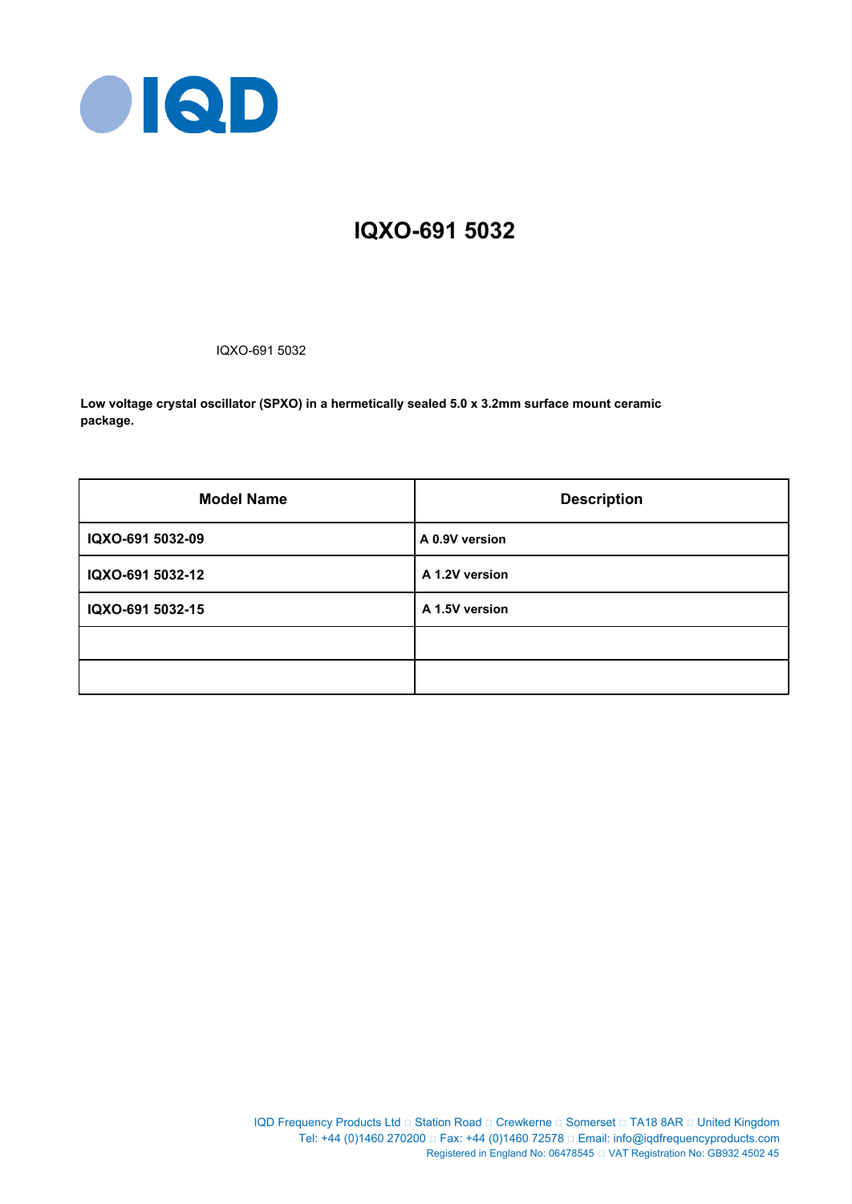# IQXO-691 5032

IQXO-691 5032

**Low voltage crystal oscillator (SPXO) in a hermetically sealed 5.0 x 3.2mm surface mount ceramic package.**

| Model Name | Description |
|---|---|
| **IQXO-691 5032-09** | **A 0.9V version** |
| **IQXO-691 5032-12** | **A 1.2V version** |
| **IQXO-691 5032-15** | **A 1.5V version** |
| | |
| | |

IQD Frequency Products Ltd □ Station Road □ Crewkerne □ Somerset □ TA18 8AR □ United Kingdom
Tel: +44 (0)1460 270200 □ Fax: +44 (0)1460 72578 □ Email: info@iqdfrequencyproducts.com
Registered in England No: 06478545 □ VAT Registration No: GB932 4502 45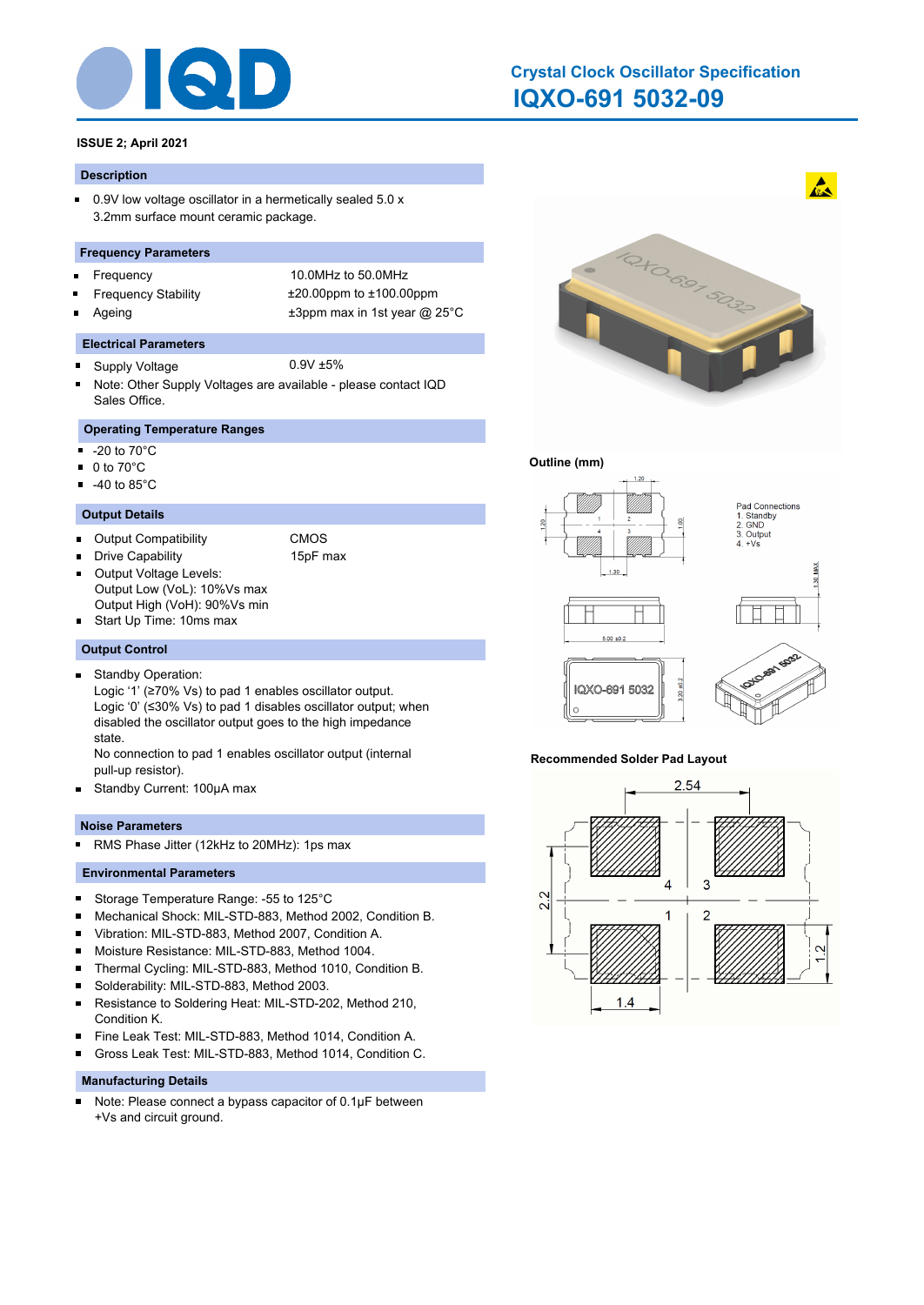# Crystal Clock Oscillator Specification

## IQXO-691 5032-09

**ISSUE 2; April 2021**

### Description

- 0.9V low voltage oscillator in a hermetically sealed 5.0 x 3.2mm surface mount ceramic package.

### Frequency Parameters

- Frequency: 10.0MHz to 50.0MHz
- Frequency Stability: ±20.00ppm to ±100.00ppm
- Ageing: ±3ppm max in 1st year @ 25°C

### Electrical Parameters

- Supply Voltage: 0.9V ±5%
- Note: Other Supply Voltages are available - please contact IQD Sales Office.

### Operating Temperature Ranges

- -20 to 70°C
- 0 to 70°C
- -40 to 85°C

### Output Details

- Output Compatibility: CMOS
- Drive Capability: 15pF max
- Output Voltage Levels:
  Output Low (VoL): 10%Vs max
  Output High (VoH): 90%Vs min
- Start Up Time: 10ms max

### Output Control

- Standby Operation:
  Logic '1' (≥70% Vs) to pad 1 enables oscillator output.
  Logic '0' (≤30% Vs) to pad 1 disables oscillator output; when disabled the oscillator output goes to the high impedance state.
  No connection to pad 1 enables oscillator output (internal pull-up resistor).
- Standby Current: 100µA max

### Noise Parameters

- RMS Phase Jitter (12kHz to 20MHz): 1ps max

### Environmental Parameters

- Storage Temperature Range: -55 to 125°C
- Mechanical Shock: MIL-STD-883, Method 2002, Condition B.
- Vibration: MIL-STD-883, Method 2007, Condition A.
- Moisture Resistance: MIL-STD-883, Method 1004.
- Thermal Cycling: MIL-STD-883, Method 1010, Condition B.
- Solderability: MIL-STD-883, Method 2003.
- Resistance to Soldering Heat: MIL-STD-202, Method 210, Condition K.
- Fine Leak Test: MIL-STD-883, Method 1014, Condition A.
- Gross Leak Test: MIL-STD-883, Method 1014, Condition C.

### Manufacturing Details

- Note: Please connect a bypass capacitor of 0.1µF between +Vs and circuit ground.

**Outline (mm)**

Pad Connections
1. Standby
2. GND
3. Output
4. +Vs

1.20, 1.20, 1.00, 1.30, 1.30 MAX, 5.00 ±0.2, 3.20 ±0.2, IQXO-691 5032

**Recommended Solder Pad Layout**

2.54, 2.2, 1.2, 1.4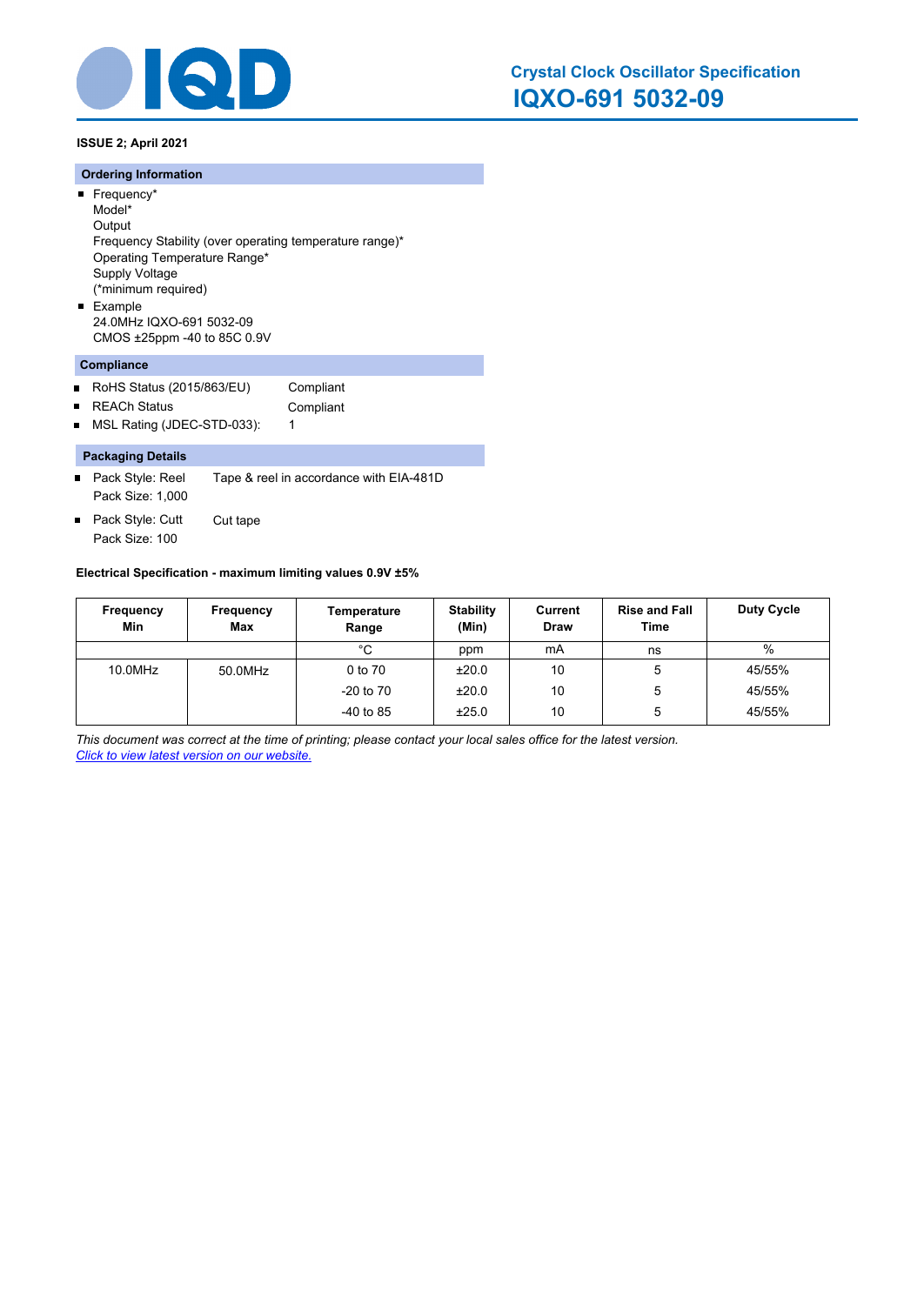# Crystal Clock Oscillator Specification
## IQXO-691 5032-09

**ISSUE 2; April 2021**

### Ordering Information

- Frequency*
  Model*
  Output
  Frequency Stability (over operating temperature range)*
  Operating Temperature Range*
  Supply Voltage
  (*minimum required)
- Example
  24.0MHz IQXO-691 5032-09
  CMOS ±25ppm -40 to 85C 0.9V

### Compliance

- RoHS Status (2015/863/EU) Compliant
- REACh Status Compliant
- MSL Rating (JDEC-STD-033): 1

### Packaging Details

- Pack Style: Reel Tape & reel in accordance with EIA-481D
  Pack Size: 1,000
- Pack Style: Cutt Cut tape
  Pack Size: 100

**Electrical Specification - maximum limiting values 0.9V ±5%**

| Frequency Min | Frequency Max | Temperature Range | Stability (Min) | Current Draw | Rise and Fall Time | Duty Cycle |
|---|---|---|---|---|---|---|
| | | °C | ppm | mA | ns | % |
| 10.0MHz | 50.0MHz | 0 to 70 | ±20.0 | 10 | 5 | 45/55% |
| | | -20 to 70 | ±20.0 | 10 | 5 | 45/55% |
| | | -40 to 85 | ±25.0 | 10 | 5 | 45/55% |

*This document was correct at the time of printing; please contact your local sales office for the latest version.*
*Click to view latest version on our website.*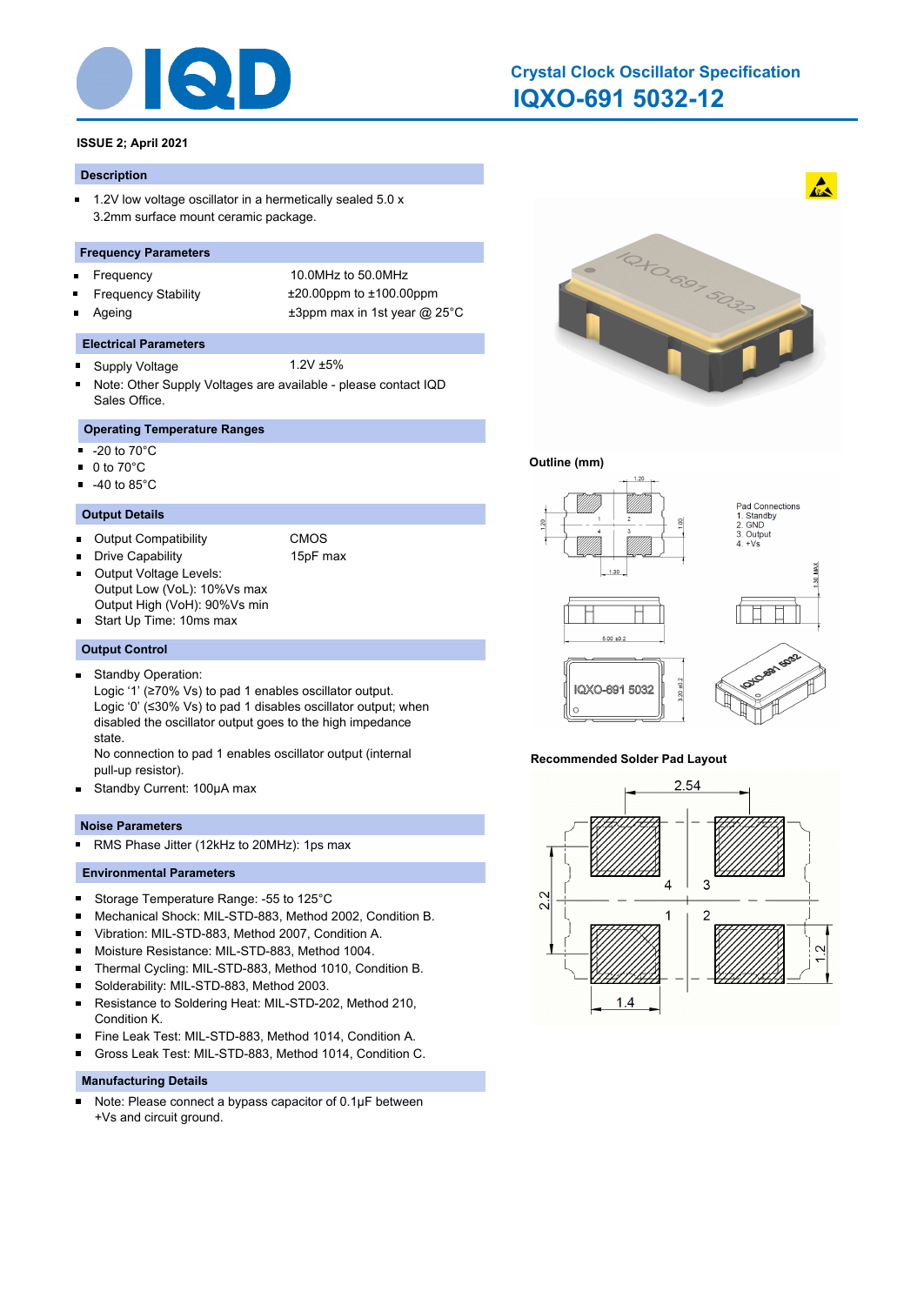# Crystal Clock Oscillator Specification

## IQXO-691 5032-12

**ISSUE 2; April 2021**

### Description

- 1.2V low voltage oscillator in a hermetically sealed 5.0 x 3.2mm surface mount ceramic package.

### Frequency Parameters

| | |
|---|---|
| Frequency | 10.0MHz to 50.0MHz |
| Frequency Stability | ±20.00ppm to ±100.00ppm |
| Ageing | ±3ppm max in 1st year @ 25°C |

### Electrical Parameters

| | |
|---|---|
| Supply Voltage | 1.2V ±5% |

- Note: Other Supply Voltages are available - please contact IQD Sales Office.

### Operating Temperature Ranges

- -20 to 70°C
- 0 to 70°C
- -40 to 85°C

### Output Details

| | |
|---|---|
| Output Compatibility | CMOS |
| Drive Capability | 15pF max |

- Output Voltage Levels:
  Output Low (VoL): 10%Vs max
  Output High (VoH): 90%Vs min
- Start Up Time: 10ms max

### Output Control

- Standby Operation:
  Logic '1' (≥70% Vs) to pad 1 enables oscillator output.
  Logic '0' (≤30% Vs) to pad 1 disables oscillator output; when disabled the oscillator output goes to the high impedance state.
  No connection to pad 1 enables oscillator output (internal pull-up resistor).
- Standby Current: 100µA max

### Noise Parameters

- RMS Phase Jitter (12kHz to 20MHz): 1ps max

### Environmental Parameters

- Storage Temperature Range: -55 to 125°C
- Mechanical Shock: MIL-STD-883, Method 2002, Condition B.
- Vibration: MIL-STD-883, Method 2007, Condition A.
- Moisture Resistance: MIL-STD-883, Method 1004.
- Thermal Cycling: MIL-STD-883, Method 1010, Condition B.
- Solderability: MIL-STD-883, Method 2003.
- Resistance to Soldering Heat: MIL-STD-202, Method 210, Condition K.
- Fine Leak Test: MIL-STD-883, Method 1014, Condition A.
- Gross Leak Test: MIL-STD-883, Method 1014, Condition C.

### Manufacturing Details

- Note: Please connect a bypass capacitor of 0.1µF between +Vs and circuit ground.

**Outline (mm)**

Pad Connections
1. Standby
2. GND
3. Output
4. +Vs

**Recommended Solder Pad Layout**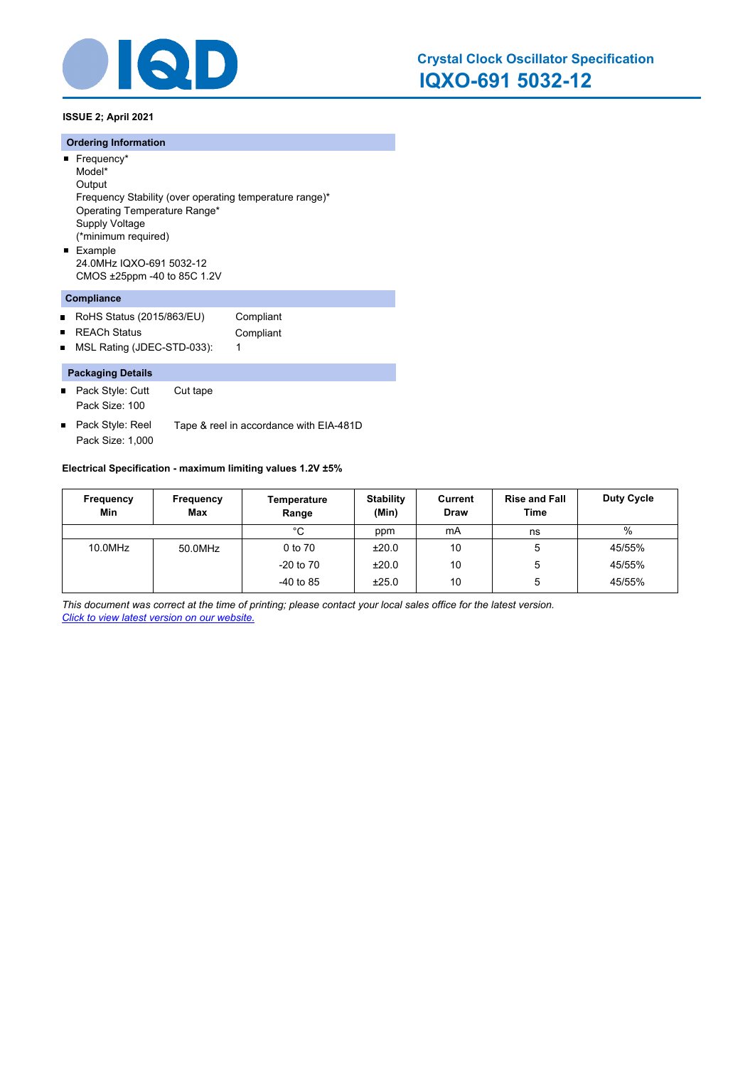# Crystal Clock Oscillator Specification

## IQXO-691 5032-12

**ISSUE 2; April 2021**

### Ordering Information

- Frequency*
  Model*
  Output
  Frequency Stability (over operating temperature range)*
  Operating Temperature Range*
  Supply Voltage
  (*minimum required)
- Example
  24.0MHz IQXO-691 5032-12
  CMOS ±25ppm -40 to 85C 1.2V

### Compliance

- RoHS Status (2015/863/EU) Compliant
- REACh Status Compliant
- MSL Rating (JDEC-STD-033): 1

### Packaging Details

- Pack Style: Cutt Cut tape
  Pack Size: 100
- Pack Style: Reel Tape & reel in accordance with EIA-481D
  Pack Size: 1,000

**Electrical Specification - maximum limiting values 1.2V ±5%**

| Frequency Min | Frequency Max | Temperature Range | Stability (Min) | Current Draw | Rise and Fall Time | Duty Cycle |
|---|---|---|---|---|---|---|
| | | °C | ppm | mA | ns | % |
| 10.0MHz | 50.0MHz | 0 to 70 | ±20.0 | 10 | 5 | 45/55% |
| | | -20 to 70 | ±20.0 | 10 | 5 | 45/55% |
| | | -40 to 85 | ±25.0 | 10 | 5 | 45/55% |

*This document was correct at the time of printing; please contact your local sales office for the latest version.*
*Click to view latest version on our website.*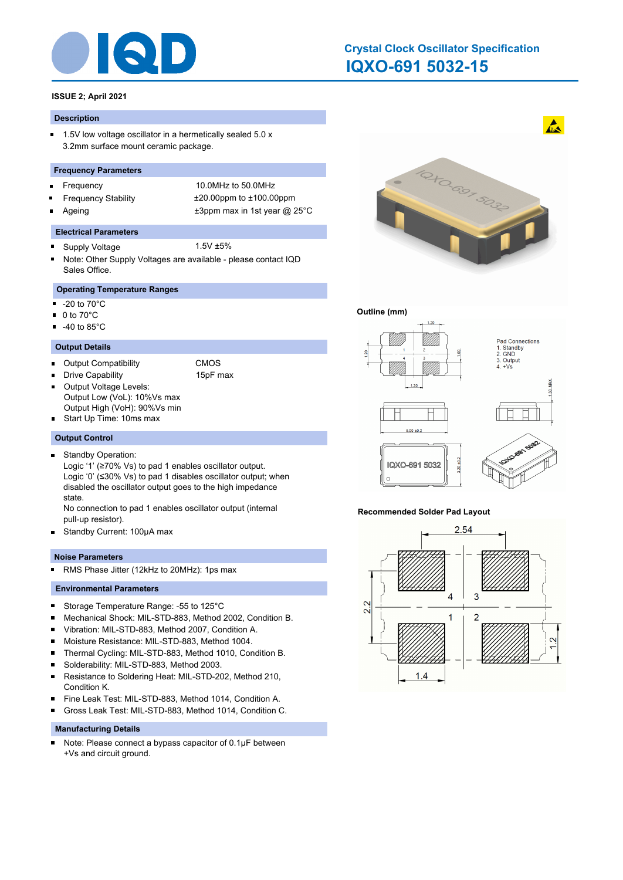# Crystal Clock Oscillator Specification

## IQXO-691 5032-15

**ISSUE 2; April 2021**

### Description

- 1.5V low voltage oscillator in a hermetically sealed 5.0 x 3.2mm surface mount ceramic package.

### Frequency Parameters

- Frequency — 10.0MHz to 50.0MHz
- Frequency Stability — ±20.00ppm to ±100.00ppm
- Ageing — ±3ppm max in 1st year @ 25°C

### Electrical Parameters

- Supply Voltage — 1.5V ±5%
- Note: Other Supply Voltages are available - please contact IQD Sales Office.

### Operating Temperature Ranges

- -20 to 70°C
- 0 to 70°C
- -40 to 85°C

### Output Details

- Output Compatibility — CMOS
- Drive Capability — 15pF max
- Output Voltage Levels:
  Output Low (VoL): 10%Vs max
  Output High (VoH): 90%Vs min
- Start Up Time: 10ms max

### Output Control

- Standby Operation:
  Logic '1' (≥70% Vs) to pad 1 enables oscillator output.
  Logic '0' (≤30% Vs) to pad 1 disables oscillator output; when disabled the oscillator output goes to the high impedance state.
  No connection to pad 1 enables oscillator output (internal pull-up resistor).
- Standby Current: 100µA max

### Noise Parameters

- RMS Phase Jitter (12kHz to 20MHz): 1ps max

### Environmental Parameters

- Storage Temperature Range: -55 to 125°C
- Mechanical Shock: MIL-STD-883, Method 2002, Condition B.
- Vibration: MIL-STD-883, Method 2007, Condition A.
- Moisture Resistance: MIL-STD-883, Method 1004.
- Thermal Cycling: MIL-STD-883, Method 1010, Condition B.
- Solderability: MIL-STD-883, Method 2003.
- Resistance to Soldering Heat: MIL-STD-202, Method 210, Condition K.
- Fine Leak Test: MIL-STD-883, Method 1014, Condition A.
- Gross Leak Test: MIL-STD-883, Method 1014, Condition C.

### Manufacturing Details

- Note: Please connect a bypass capacitor of 0.1µF between +Vs and circuit ground.

**Outline (mm)**

Pad Connections
1. Standby
2. GND
3. Output
4. +Vs

**Recommended Solder Pad Layout**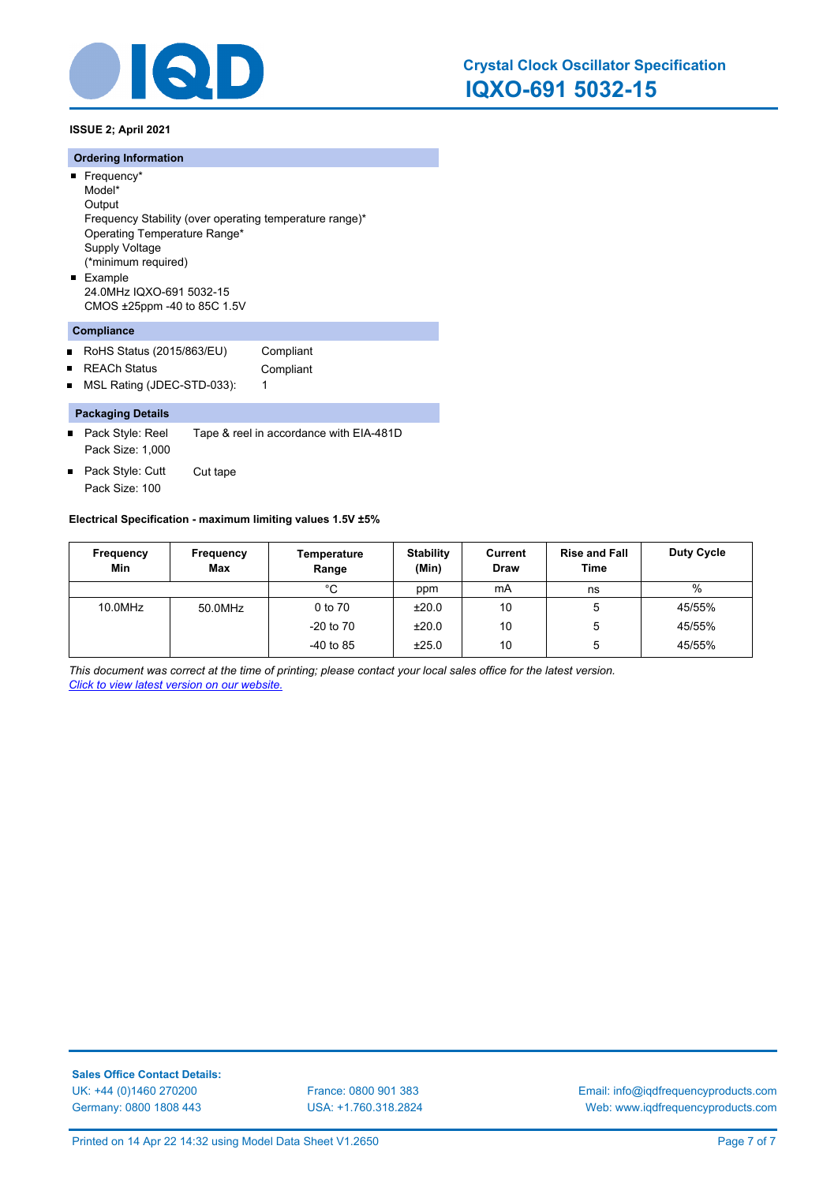# Crystal Clock Oscillator Specification
## IQXO-691 5032-15

**ISSUE 2; April 2021**

### Ordering Information

- Frequency*
  Model*
  Output
  Frequency Stability (over operating temperature range)*
  Operating Temperature Range*
  Supply Voltage
  (*minimum required)
- Example
  24.0MHz IQXO-691 5032-15
  CMOS ±25ppm -40 to 85C 1.5V

### Compliance

- RoHS Status (2015/863/EU) Compliant
- REACh Status Compliant
- MSL Rating (JDEC-STD-033): 1

### Packaging Details

- Pack Style: Reel Tape & reel in accordance with EIA-481D
  Pack Size: 1,000
- Pack Style: Cutt Cut tape
  Pack Size: 100

**Electrical Specification - maximum limiting values 1.5V ±5%**

| Frequency Min | Frequency Max | Temperature Range | Stability (Min) | Current Draw | Rise and Fall Time | Duty Cycle |
|---|---|---|---|---|---|---|
| | | °C | ppm | mA | ns | % |
| 10.0MHz | 50.0MHz | 0 to 70 | ±20.0 | 10 | 5 | 45/55% |
| | | -20 to 70 | ±20.0 | 10 | 5 | 45/55% |
| | | -40 to 85 | ±25.0 | 10 | 5 | 45/55% |

*This document was correct at the time of printing; please contact your local sales office for the latest version.*
*Click to view latest version on our website.*

**Sales Office Contact Details:**
UK: +44 (0)1460 270200
Germany: 0800 1808 443
France: 0800 901 383
USA: +1.760.318.2824
Email: info@iqdfrequencyproducts.com
Web: www.iqdfrequencyproducts.com

Printed on 14 Apr 22 14:32 using Model Data Sheet V1.2650